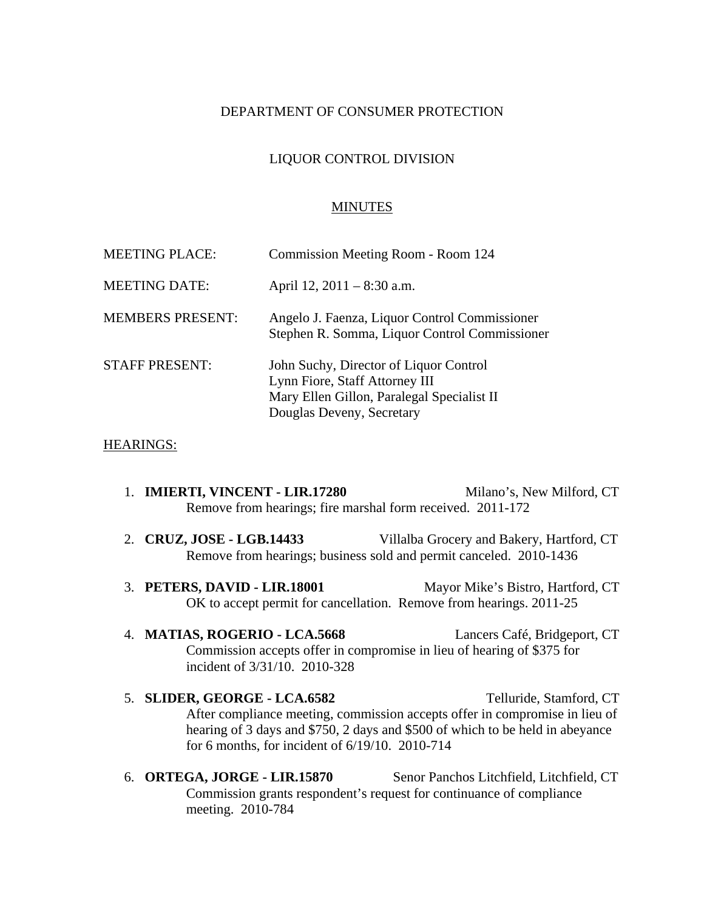DEPARTMENT OF CONSUMER PROTECTION

LIQUOR CONTROL DIVISION

MINUTES

| | |
|---|---|
| MEETING PLACE: | Commission Meeting Room - Room 124 |
| MEETING DATE: | April 12, 2011 – 8:30 a.m. |
| MEMBERS PRESENT: | Angelo J. Faenza, Liquor Control Commissioner<br>Stephen R. Somma, Liquor Control Commissioner |
| STAFF PRESENT: | John Suchy, Director of Liquor Control<br>Lynn Fiore, Staff Attorney III<br>Mary Ellen Gillon, Paralegal Specialist II<br>Douglas Deveny, Secretary |

HEARINGS:

1. **IMIERTI, VINCENT - LIR.17280** Milano's, New Milford, CT
   Remove from hearings; fire marshal form received. 2011-172

2. **CRUZ, JOSE - LGB.14433** Villalba Grocery and Bakery, Hartford, CT
   Remove from hearings; business sold and permit canceled. 2010-1436

3. **PETERS, DAVID - LIR.18001** Mayor Mike's Bistro, Hartford, CT
   OK to accept permit for cancellation. Remove from hearings. 2011-25

4. **MATIAS, ROGERIO - LCA.5668** Lancers Café, Bridgeport, CT
   Commission accepts offer in compromise in lieu of hearing of $375 for incident of 3/31/10. 2010-328

5. **SLIDER, GEORGE - LCA.6582** Telluride, Stamford, CT
   After compliance meeting, commission accepts offer in compromise in lieu of hearing of 3 days and $750, 2 days and $500 of which to be held in abeyance for 6 months, for incident of 6/19/10. 2010-714

6. **ORTEGA, JORGE - LIR.15870** Senor Panchos Litchfield, Litchfield, CT
   Commission grants respondent's request for continuance of compliance meeting. 2010-784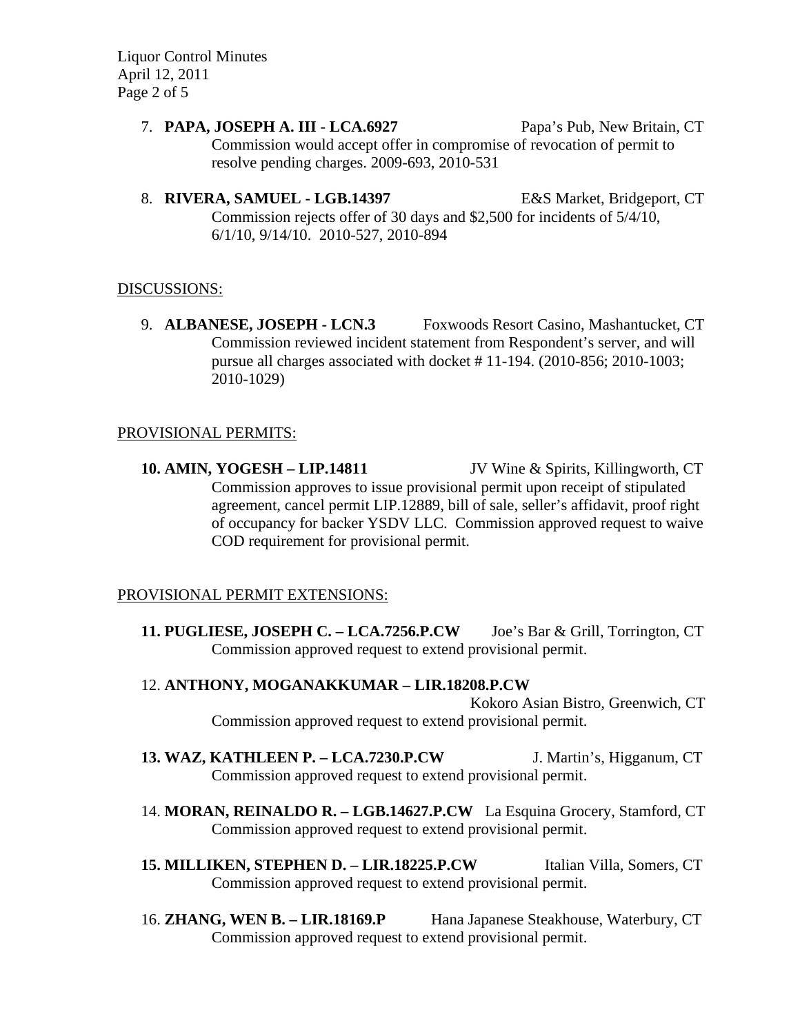7. **PAPA, JOSEPH A. III - LCA.6927** Papa's Pub, New Britain, CT
   Commission would accept offer in compromise of revocation of permit to resolve pending charges. 2009-693, 2010-531

8. **RIVERA, SAMUEL - LGB.14397** E&S Market, Bridgeport, CT
   Commission rejects offer of 30 days and $2,500 for incidents of 5/4/10, 6/1/10, 9/14/10. 2010-527, 2010-894

DISCUSSIONS:

9. **ALBANESE, JOSEPH - LCN.3** Foxwoods Resort Casino, Mashantucket, CT
   Commission reviewed incident statement from Respondent's server, and will pursue all charges associated with docket # 11-194. (2010-856; 2010-1003; 2010-1029)

PROVISIONAL PERMITS:

**10. AMIN, YOGESH – LIP.14811** JV Wine & Spirits, Killingworth, CT
   Commission approves to issue provisional permit upon receipt of stipulated agreement, cancel permit LIP.12889, bill of sale, seller's affidavit, proof right of occupancy for backer YSDV LLC. Commission approved request to waive COD requirement for provisional permit.

PROVISIONAL PERMIT EXTENSIONS:

**11. PUGLIESE, JOSEPH C. – LCA.7256.P.CW** Joe's Bar & Grill, Torrington, CT
   Commission approved request to extend provisional permit.

12. **ANTHONY, MOGANAKKUMAR – LIR.18208.P.CW** Kokoro Asian Bistro, Greenwich, CT
   Commission approved request to extend provisional permit.

**13. WAZ, KATHLEEN P. – LCA.7230.P.CW** J. Martin's, Higganum, CT
   Commission approved request to extend provisional permit.

14. **MORAN, REINALDO R. – LGB.14627.P.CW** La Esquina Grocery, Stamford, CT
   Commission approved request to extend provisional permit.

**15. MILLIKEN, STEPHEN D. – LIR.18225.P.CW** Italian Villa, Somers, CT
   Commission approved request to extend provisional permit.

16. **ZHANG, WEN B. – LIR.18169.P** Hana Japanese Steakhouse, Waterbury, CT
   Commission approved request to extend provisional permit.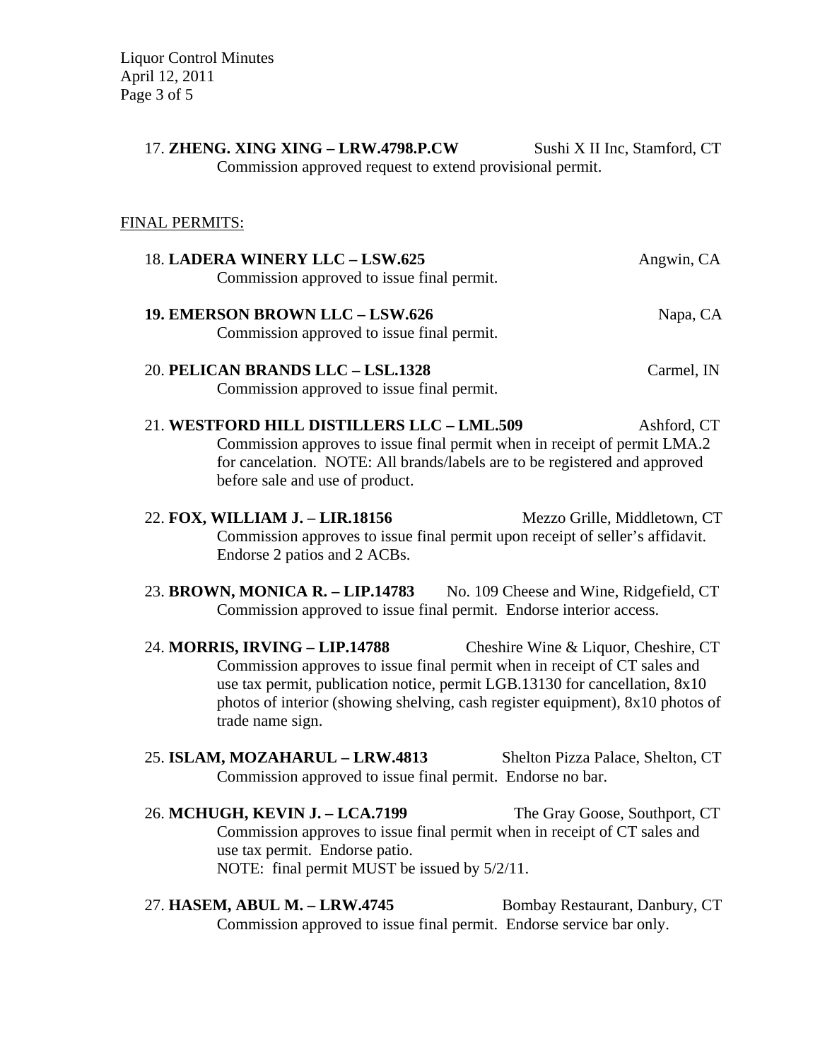17. **ZHENG. XING XING – LRW.4798.P.CW** Sushi X II Inc, Stamford, CT
Commission approved request to extend provisional permit.

FINAL PERMITS:

18. **LADERA WINERY LLC – LSW.625** Angwin, CA
Commission approved to issue final permit.

**19. EMERSON BROWN LLC – LSW.626** Napa, CA
Commission approved to issue final permit.

20. **PELICAN BRANDS LLC – LSL.1328** Carmel, IN
Commission approved to issue final permit.

21. **WESTFORD HILL DISTILLERS LLC – LML.509** Ashford, CT
Commission approves to issue final permit when in receipt of permit LMA.2 for cancelation. NOTE: All brands/labels are to be registered and approved before sale and use of product.

22. **FOX, WILLIAM J. – LIR.18156** Mezzo Grille, Middletown, CT
Commission approves to issue final permit upon receipt of seller's affidavit. Endorse 2 patios and 2 ACBs.

23. **BROWN, MONICA R. – LIP.14783** No. 109 Cheese and Wine, Ridgefield, CT
Commission approved to issue final permit. Endorse interior access.

24. **MORRIS, IRVING – LIP.14788** Cheshire Wine & Liquor, Cheshire, CT
Commission approves to issue final permit when in receipt of CT sales and use tax permit, publication notice, permit LGB.13130 for cancellation, 8x10 photos of interior (showing shelving, cash register equipment), 8x10 photos of trade name sign.

25. **ISLAM, MOZAHARUL – LRW.4813** Shelton Pizza Palace, Shelton, CT
Commission approved to issue final permit. Endorse no bar.

26. **MCHUGH, KEVIN J. – LCA.7199** The Gray Goose, Southport, CT
Commission approves to issue final permit when in receipt of CT sales and use tax permit. Endorse patio.
NOTE: final permit MUST be issued by 5/2/11.

27. **HASEM, ABUL M. – LRW.4745** Bombay Restaurant, Danbury, CT
Commission approved to issue final permit. Endorse service bar only.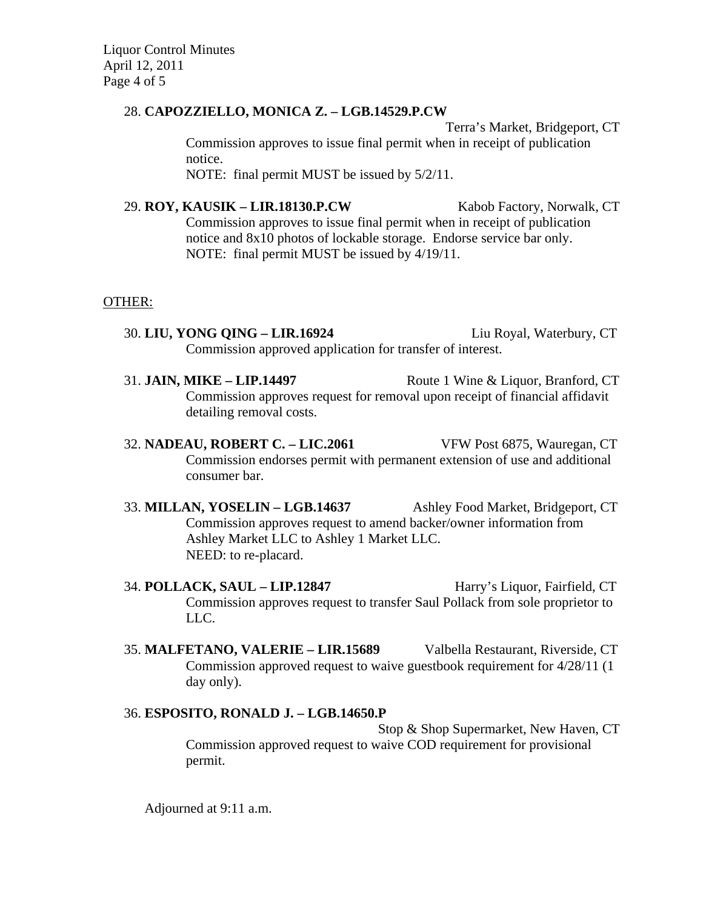28. **CAPOZZIELLO, MONICA Z. – LGB.14529.P.CW** Terra's Market, Bridgeport, CT

    Commission approves to issue final permit when in receipt of publication notice.
    NOTE: final permit MUST be issued by 5/2/11.

29. **ROY, KAUSIK – LIR.18130.P.CW** Kabob Factory, Norwalk, CT

    Commission approves to issue final permit when in receipt of publication notice and 8x10 photos of lockable storage. Endorse service bar only.
    NOTE: final permit MUST be issued by 4/19/11.

OTHER:

30. **LIU, YONG QING – LIR.16924** Liu Royal, Waterbury, CT

    Commission approved application for transfer of interest.

31. **JAIN, MIKE – LIP.14497** Route 1 Wine & Liquor, Branford, CT

    Commission approves request for removal upon receipt of financial affidavit detailing removal costs.

32. **NADEAU, ROBERT C. – LIC.2061** VFW Post 6875, Wauregan, CT

    Commission endorses permit with permanent extension of use and additional consumer bar.

33. **MILLAN, YOSELIN – LGB.14637** Ashley Food Market, Bridgeport, CT

    Commission approves request to amend backer/owner information from Ashley Market LLC to Ashley 1 Market LLC.
    NEED: to re-placard.

34. **POLLACK, SAUL – LIP.12847** Harry's Liquor, Fairfield, CT

    Commission approves request to transfer Saul Pollack from sole proprietor to LLC.

35. **MALFETANO, VALERIE – LIR.15689** Valbella Restaurant, Riverside, CT

    Commission approved request to waive guestbook requirement for 4/28/11 (1 day only).

36. **ESPOSITO, RONALD J. – LGB.14650.P** Stop & Shop Supermarket, New Haven, CT

    Commission approved request to waive COD requirement for provisional permit.

Adjourned at 9:11 a.m.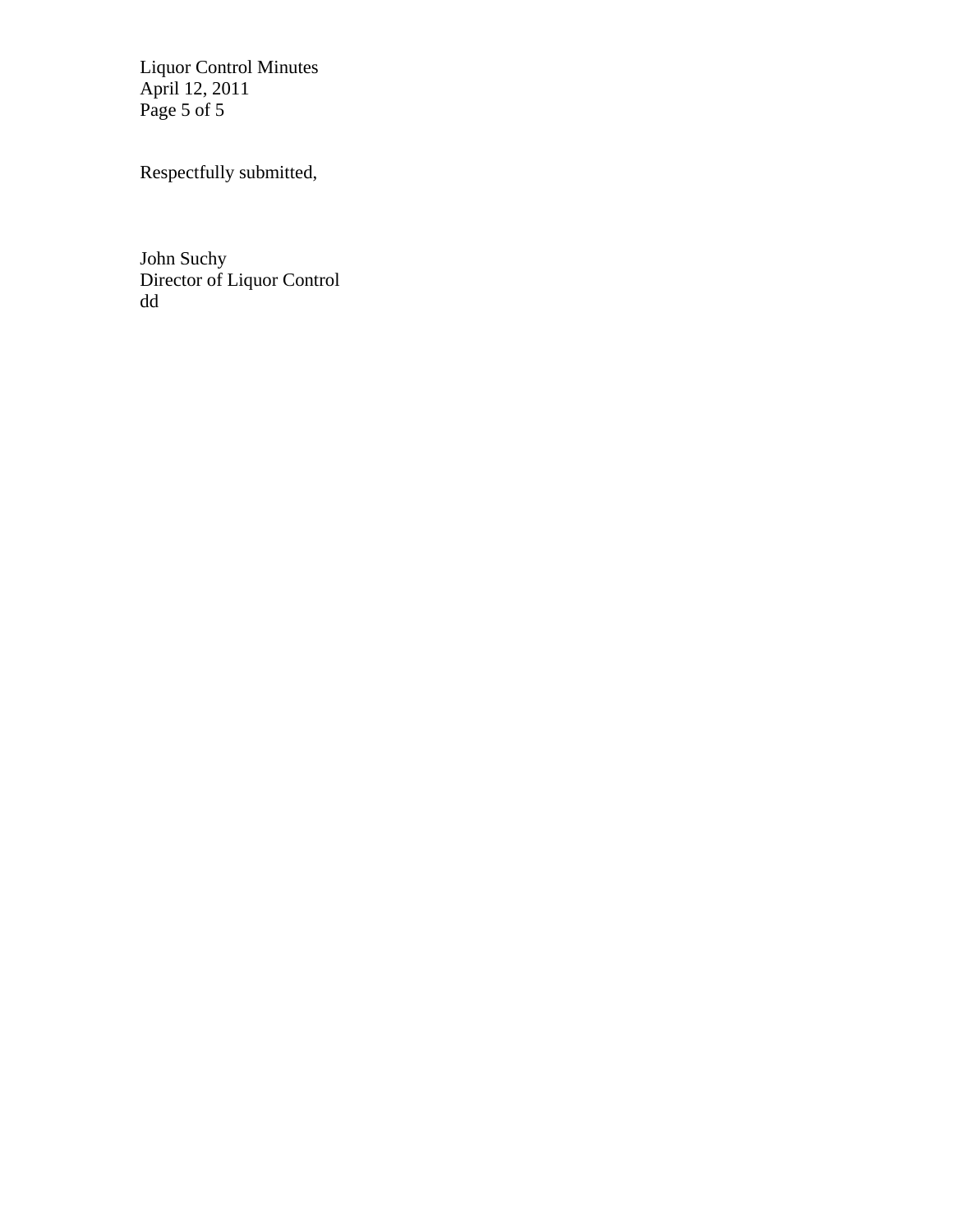Respectfully submitted,

John Suchy
Director of Liquor Control
dd